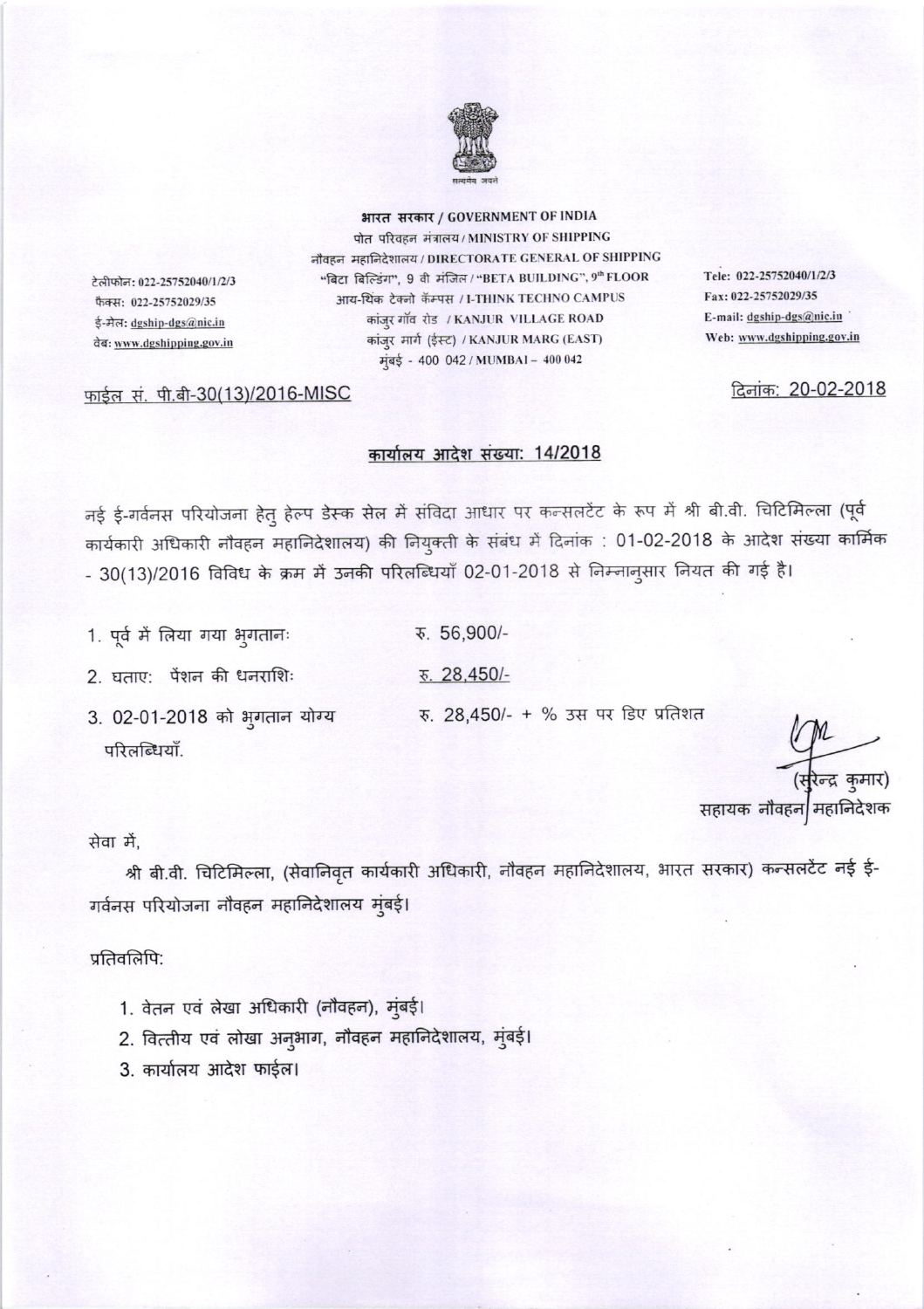भारत सरकार / GOVERNMENT OF INDIA
पोत परिवहन मंत्रालय / MINISTRY OF SHIPPING
नौवहन महानिदेशालय / DIRECTORATE GENERAL OF SHIPPING
"बिटा बिल्डिंग", 9 वी मंजिल / "BETA BUILDING", 9th FLOOR
आय-थिंक टेक्नो कॅम्पस / I-THINK TECHNO CAMPUS
कांजुर गॉव रोड / KANJUR VILLAGE ROAD
कांजुर मार्ग (ईस्ट) / KANJUR MARG (EAST)
मुंबई - 400 042 / MUMBAI – 400 042

टेलीफोन: 022-25752040/1/2/3
फैक्स: 022-25752029/35
ई-मेल: dgship-dgs@nic.in
वेब: www.dgshipping.gov.in

Tele: 022-25752040/1/2/3
Fax: 022-25752029/35
E-mail: dgship-dgs@nic.in
Web: www.dgshipping.gov.in

फाईल सं. पी.बी-30(13)/2016-MISC

दिनांक: 20-02-2018

## कार्यालय आदेश संख्या: 14/2018

नई ई-गर्वनस परियोजना हेतु हेल्प डेस्क सेल में संविदा आधार पर कन्सलटेंट के रूप में श्री बी.वी. चिटिमिल्ला (पूर्व कार्यकारी अधिकारी नौवहन महानिदेशालय) की नियुक्ती के संबंध में दिनांक : 01-02-2018 के आदेश संख्या कार्मिक - 30(13)/2016 विविध के क्रम में उनकी परिलब्धियाँ 02-01-2018 से निम्नानुसार नियत की गई है।

| | |
|---|---|
| 1. पूर्व में लिया गया भुगतानः | रु. 56,900/- |
| 2. घताएः पेंशन की धनराशिः | रु. 28,450/- |
| 3. 02-01-2018 को भुगतान योग्य परिलब्धियाँ. | रु. 28,450/- + % उस पर डिए प्रतिशत |

(सुरेन्द्र कुमार)
सहायक नौवहन महानिदेशक

सेवा में,

श्री बी.वी. चिटिमिल्ला, (सेवानिवृत कार्यकारी अधिकारी, नौवहन महानिदेशालय, भारत सरकार) कन्सलटेंट नई ई-गर्वनस परियोजना नौवहन महानिदेशालय मुंबई।

प्रतिवलिपि:

1. वेतन एवं लेखा अधिकारी (नौवहन), मुंबई।
2. वित्तीय एवं लोखा अनुभाग, नौवहन महानिदेशालय, मुंबई।
3. कार्यालय आदेश फाईल।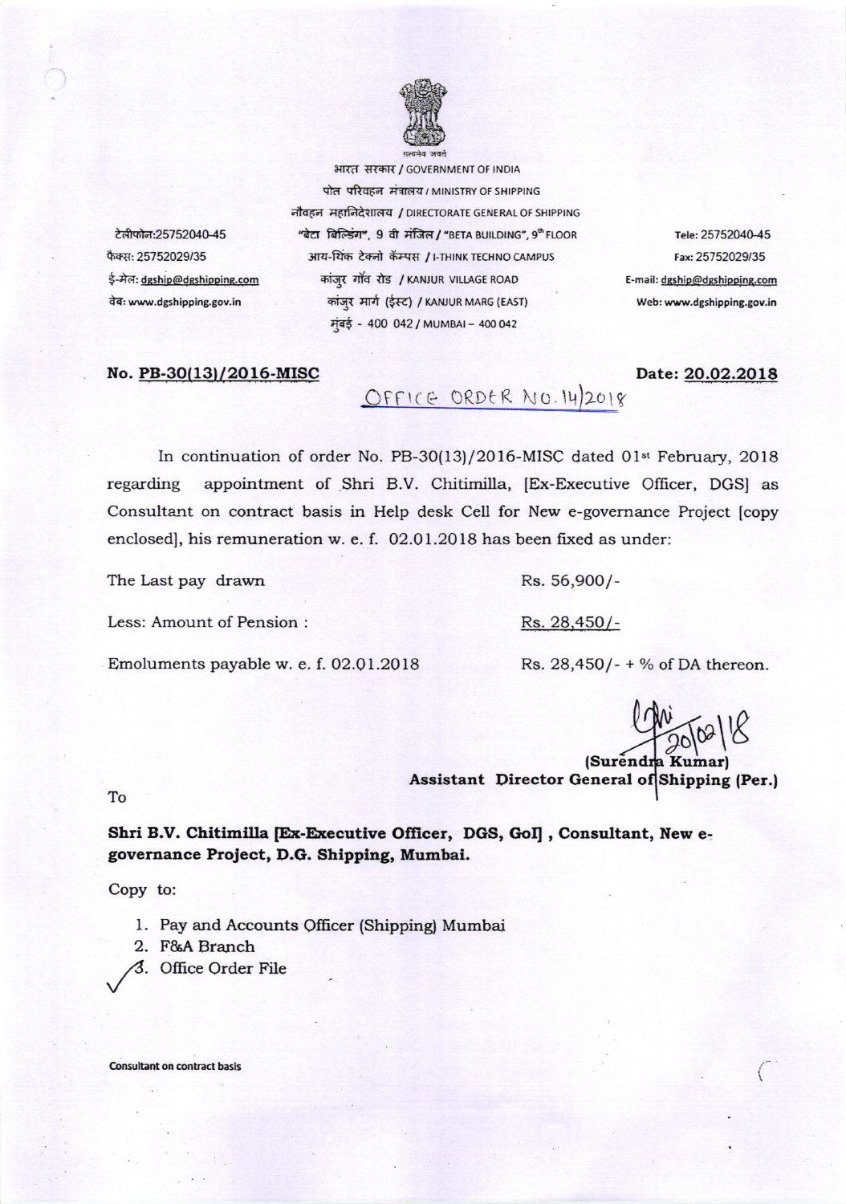सत्यमेव जयते

भारत सरकार / GOVERNMENT OF INDIA

पोत परिवहन मंत्रालय / MINISTRY OF SHIPPING

नौवहन महानिदेशालय / DIRECTORATE GENERAL OF SHIPPING

"बेटा बिल्डिंग", 9 वी मंजिल / "BETA BUILDING", 9th FLOOR

आय-थिंक टेक्नो कॅम्पस / I-THINK TECHNO CAMPUS

कांजुर गॉव रोड / KANJUR VILLAGE ROAD

कांजुर मार्ग (ईस्ट) / KANJUR MARG (EAST)

मुंबई - 400 042 / MUMBAI – 400 042

टेलीफोन:25752040-45
फैक्स: 25752029/35
ई-मेल: dgship@dgshipping.com
वेब: www.dgshipping.gov.in

Tele: 25752040-45
Fax: 25752029/35
E-mail: dgship@dgshipping.com
Web: www.dgshipping.gov.in

**No. PB-30(13)/2016-MISC** **Date: 20.02.2018**

OFFICE ORDER NO. 14/2018

In continuation of order No. PB-30(13)/2016-MISC dated 01st February, 2018 regarding appointment of Shri B.V. Chitimilla, [Ex-Executive Officer, DGS] as Consultant on contract basis in Help desk Cell for New e-governance Project [copy enclosed], his remuneration w. e. f. 02.01.2018 has been fixed as under:

| | |
|---|---|
| The Last pay drawn | Rs. 56,900/- |
| Less: Amount of Pension : | Rs. 28,450/- |
| Emoluments payable w. e. f. 02.01.2018 | Rs. 28,450/- + % of DA thereon. |

20/02/18

**(Surendra Kumar)**
**Assistant Director General of Shipping (Per.)**

To

**Shri B.V. Chitimilla [Ex-Executive Officer, DGS, GoI] , Consultant, New e-governance Project, D.G. Shipping, Mumbai.**

Copy to:

1. Pay and Accounts Officer (Shipping) Mumbai
2. F&A Branch
3. Office Order File

Consultant on contract basis